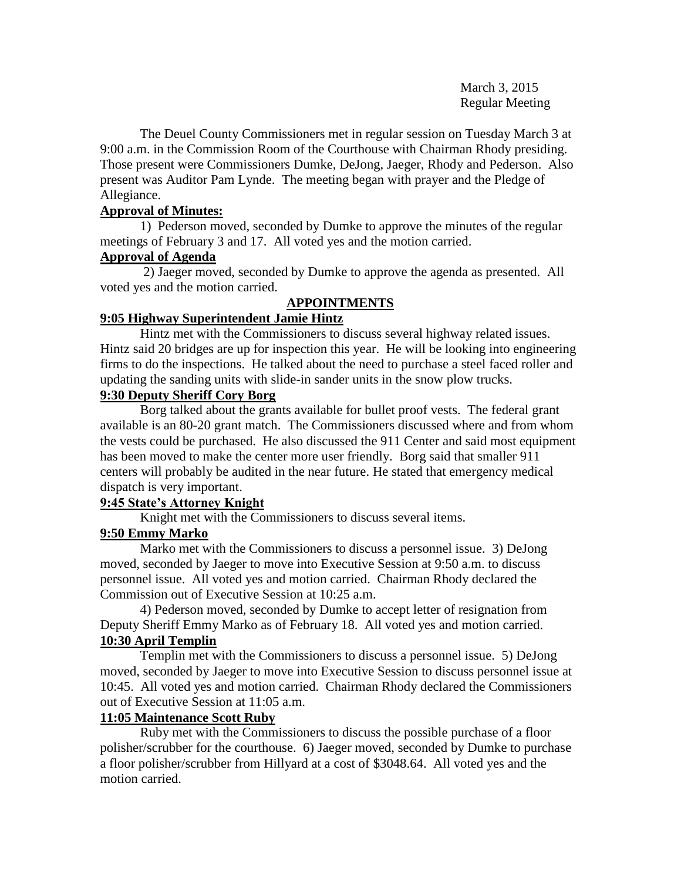March 3, 2015
Regular Meeting

The Deuel County Commissioners met in regular session on Tuesday March 3 at 9:00 a.m. in the Commission Room of the Courthouse with Chairman Rhody presiding. Those present were Commissioners Dumke, DeJong, Jaeger, Rhody and Pederson. Also present was Auditor Pam Lynde. The meeting began with prayer and the Pledge of Allegiance.

**Approval of Minutes:**

1) Pederson moved, seconded by Dumke to approve the minutes of the regular meetings of February 3 and 17. All voted yes and the motion carried.

**Approval of Agenda**

2) Jaeger moved, seconded by Dumke to approve the agenda as presented. All voted yes and the motion carried.

**APPOINTMENTS**

**9:05 Highway Superintendent Jamie Hintz**

Hintz met with the Commissioners to discuss several highway related issues. Hintz said 20 bridges are up for inspection this year. He will be looking into engineering firms to do the inspections. He talked about the need to purchase a steel faced roller and updating the sanding units with slide-in sander units in the snow plow trucks.

**9:30 Deputy Sheriff Cory Borg**

Borg talked about the grants available for bullet proof vests. The federal grant available is an 80-20 grant match. The Commissioners discussed where and from whom the vests could be purchased. He also discussed the 911 Center and said most equipment has been moved to make the center more user friendly. Borg said that smaller 911 centers will probably be audited in the near future. He stated that emergency medical dispatch is very important.

**9:45 State's Attorney Knight**

Knight met with the Commissioners to discuss several items.

**9:50 Emmy Marko**

Marko met with the Commissioners to discuss a personnel issue. 3) DeJong moved, seconded by Jaeger to move into Executive Session at 9:50 a.m. to discuss personnel issue. All voted yes and motion carried. Chairman Rhody declared the Commission out of Executive Session at 10:25 a.m.

4) Pederson moved, seconded by Dumke to accept letter of resignation from Deputy Sheriff Emmy Marko as of February 18. All voted yes and motion carried.

**10:30 April Templin**

Templin met with the Commissioners to discuss a personnel issue. 5) DeJong moved, seconded by Jaeger to move into Executive Session to discuss personnel issue at 10:45. All voted yes and motion carried. Chairman Rhody declared the Commissioners out of Executive Session at 11:05 a.m.

**11:05 Maintenance Scott Ruby**

Ruby met with the Commissioners to discuss the possible purchase of a floor polisher/scrubber for the courthouse. 6) Jaeger moved, seconded by Dumke to purchase a floor polisher/scrubber from Hillyard at a cost of $3048.64. All voted yes and the motion carried.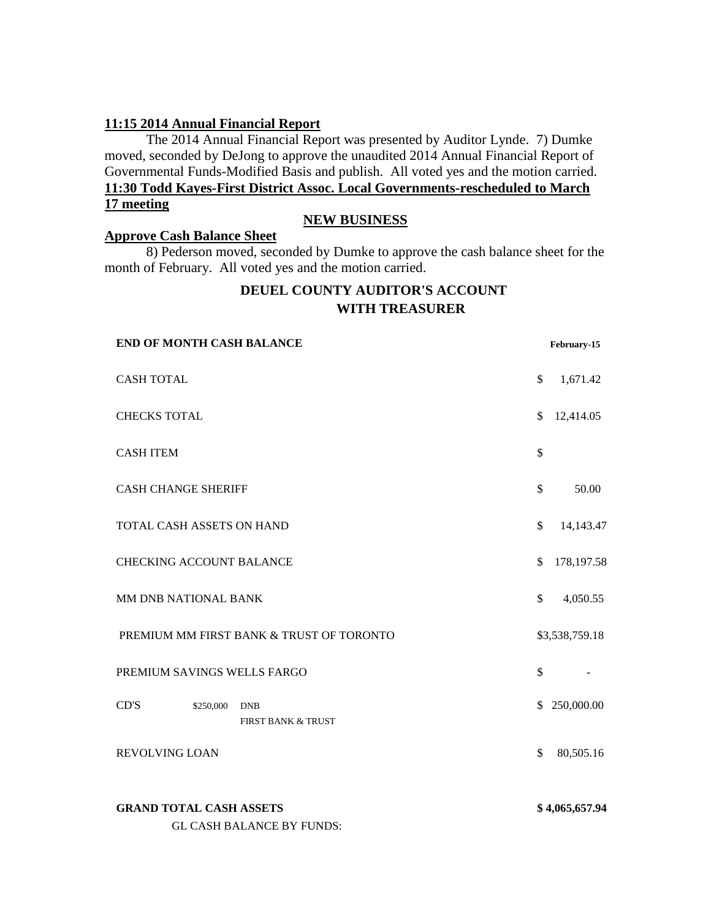**11:15 2014 Annual Financial Report**

The 2014 Annual Financial Report was presented by Auditor Lynde. 7) Dumke moved, seconded by DeJong to approve the unaudited 2014 Annual Financial Report of Governmental Funds-Modified Basis and publish. All voted yes and the motion carried.

**11:30 Todd Kayes-First District Assoc. Local Governments-rescheduled to March 17 meeting**

## NEW BUSINESS

**Approve Cash Balance Sheet**

8) Pederson moved, seconded by Dumke to approve the cash balance sheet for the month of February. All voted yes and the motion carried.

## DEUEL COUNTY AUDITOR'S ACCOUNT WITH TREASURER

| **END OF MONTH CASH BALANCE** | | | **February-15** |
|---|---|---|---|
| CASH TOTAL | | | $ 1,671.42 |
| CHECKS TOTAL | | | $ 12,414.05 |
| CASH ITEM | | | $ |
| CASH CHANGE SHERIFF | | | $ 50.00 |
| TOTAL CASH ASSETS ON HAND | | | $ 14,143.47 |
| CHECKING ACCOUNT BALANCE | | | $ 178,197.58 |
| MM DNB NATIONAL BANK | | | $ 4,050.55 |
| PREMIUM MM FIRST BANK & TRUST OF TORONTO | | | $3,538,759.18 |
| PREMIUM SAVINGS WELLS FARGO | | | $ - |
| CD'S | $250,000 | DNB<br>FIRST BANK & TRUST | $ 250,000.00 |
| REVOLVING LOAN | | | $ 80,505.16 |
| **GRAND TOTAL CASH ASSETS** | | | **$ 4,065,657.94** |

GL CASH BALANCE BY FUNDS: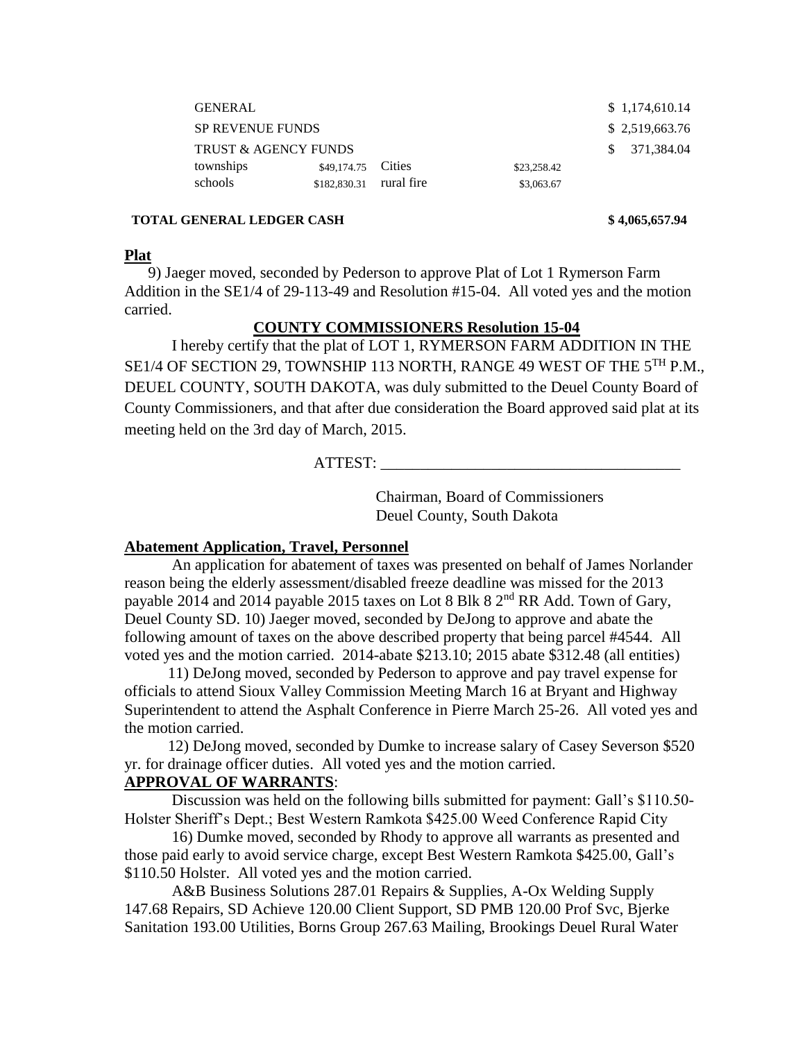| | | | | |
|---|---|---|---|---|
| GENERAL | | | | $ 1,174,610.14 |
| SP REVENUE FUNDS | | | | $ 2,519,663.76 |
| TRUST & AGENCY FUNDS | | | | $ 371,384.04 |
| townships | $49,174.75 | Cities | $23,258.42 | |
| schools | $182,830.31 | rural fire | $3,063.67 | |

**TOTAL GENERAL LEDGER CASH** **$ 4,065,657.94**

**Plat**

9) Jaeger moved, seconded by Pederson to approve Plat of Lot 1 Rymerson Farm Addition in the SE1/4 of 29-113-49 and Resolution #15-04. All voted yes and the motion carried.

**COUNTY COMMISSIONERS Resolution 15-04**

I hereby certify that the plat of LOT 1, RYMERSON FARM ADDITION IN THE SE1/4 OF SECTION 29, TOWNSHIP 113 NORTH, RANGE 49 WEST OF THE 5TH P.M., DEUEL COUNTY, SOUTH DAKOTA, was duly submitted to the Deuel County Board of County Commissioners, and that after due consideration the Board approved said plat at its meeting held on the 3rd day of March, 2015.

ATTEST: ______________________________________

Chairman, Board of Commissioners
Deuel County, South Dakota

**Abatement Application, Travel, Personnel**

An application for abatement of taxes was presented on behalf of James Norlander reason being the elderly assessment/disabled freeze deadline was missed for the 2013 payable 2014 and 2014 payable 2015 taxes on Lot 8 Blk 8 2nd RR Add. Town of Gary, Deuel County SD. 10) Jaeger moved, seconded by DeJong to approve and abate the following amount of taxes on the above described property that being parcel #4544. All voted yes and the motion carried. 2014-abate $213.10; 2015 abate $312.48 (all entities)

11) DeJong moved, seconded by Pederson to approve and pay travel expense for officials to attend Sioux Valley Commission Meeting March 16 at Bryant and Highway Superintendent to attend the Asphalt Conference in Pierre March 25-26. All voted yes and the motion carried.

12) DeJong moved, seconded by Dumke to increase salary of Casey Severson $520 yr. for drainage officer duties. All voted yes and the motion carried.

**APPROVAL OF WARRANTS**:

Discussion was held on the following bills submitted for payment: Gall's $110.50-Holster Sheriff's Dept.; Best Western Ramkota $425.00 Weed Conference Rapid City

16) Dumke moved, seconded by Rhody to approve all warrants as presented and those paid early to avoid service charge, except Best Western Ramkota $425.00, Gall's $110.50 Holster. All voted yes and the motion carried.

A&B Business Solutions 287.01 Repairs & Supplies, A-Ox Welding Supply 147.68 Repairs, SD Achieve 120.00 Client Support, SD PMB 120.00 Prof Svc, Bjerke Sanitation 193.00 Utilities, Borns Group 267.63 Mailing, Brookings Deuel Rural Water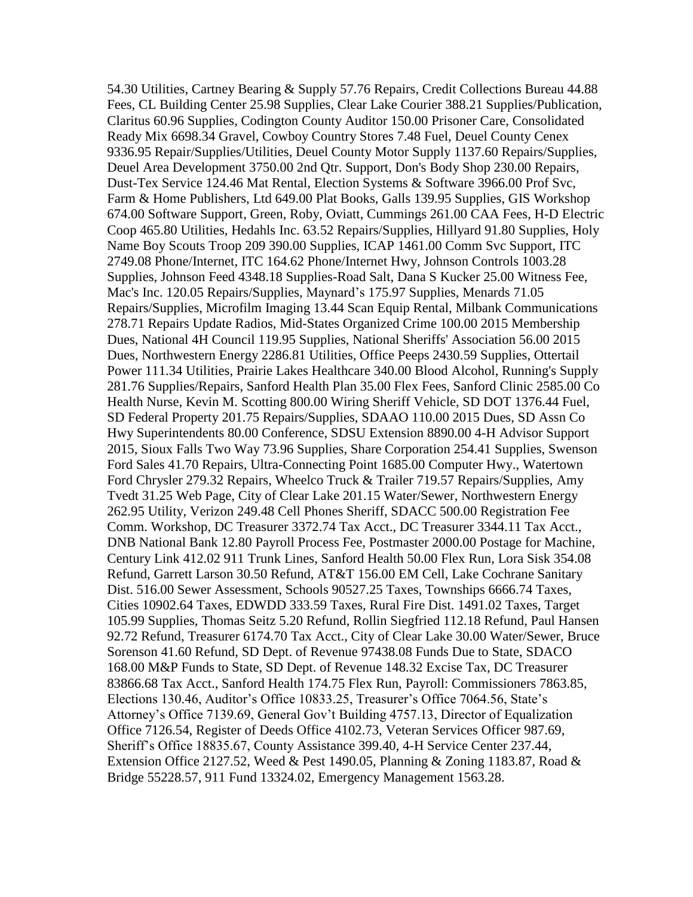54.30 Utilities, Cartney Bearing & Supply 57.76 Repairs, Credit Collections Bureau 44.88 Fees, CL Building Center 25.98 Supplies, Clear Lake Courier 388.21 Supplies/Publication, Claritus 60.96 Supplies, Codington County Auditor 150.00 Prisoner Care, Consolidated Ready Mix 6698.34 Gravel, Cowboy Country Stores 7.48 Fuel, Deuel County Cenex 9336.95 Repair/Supplies/Utilities, Deuel County Motor Supply 1137.60 Repairs/Supplies, Deuel Area Development 3750.00 2nd Qtr. Support, Don's Body Shop 230.00 Repairs, Dust-Tex Service 124.46 Mat Rental, Election Systems & Software 3966.00 Prof Svc, Farm & Home Publishers, Ltd 649.00 Plat Books, Galls 139.95 Supplies, GIS Workshop 674.00 Software Support, Green, Roby, Oviatt, Cummings 261.00 CAA Fees, H-D Electric Coop 465.80 Utilities, Hedahls Inc. 63.52 Repairs/Supplies, Hillyard 91.80 Supplies, Holy Name Boy Scouts Troop 209 390.00 Supplies, ICAP 1461.00 Comm Svc Support, ITC 2749.08 Phone/Internet, ITC 164.62 Phone/Internet Hwy, Johnson Controls 1003.28 Supplies, Johnson Feed 4348.18 Supplies-Road Salt, Dana S Kucker 25.00 Witness Fee, Mac's Inc. 120.05 Repairs/Supplies, Maynard's 175.97 Supplies, Menards 71.05 Repairs/Supplies, Microfilm Imaging 13.44 Scan Equip Rental, Milbank Communications 278.71 Repairs Update Radios, Mid-States Organized Crime 100.00 2015 Membership Dues, National 4H Council 119.95 Supplies, National Sheriffs' Association 56.00 2015 Dues, Northwestern Energy 2286.81 Utilities, Office Peeps 2430.59 Supplies, Ottertail Power 111.34 Utilities, Prairie Lakes Healthcare 340.00 Blood Alcohol, Running's Supply 281.76 Supplies/Repairs, Sanford Health Plan 35.00 Flex Fees, Sanford Clinic 2585.00 Co Health Nurse, Kevin M. Scotting 800.00 Wiring Sheriff Vehicle, SD DOT 1376.44 Fuel, SD Federal Property 201.75 Repairs/Supplies, SDAAO 110.00 2015 Dues, SD Assn Co Hwy Superintendents 80.00 Conference, SDSU Extension 8890.00 4-H Advisor Support 2015, Sioux Falls Two Way 73.96 Supplies, Share Corporation 254.41 Supplies, Swenson Ford Sales 41.70 Repairs, Ultra-Connecting Point 1685.00 Computer Hwy., Watertown Ford Chrysler 279.32 Repairs, Wheelco Truck & Trailer 719.57 Repairs/Supplies, Amy Tvedt 31.25 Web Page, City of Clear Lake 201.15 Water/Sewer, Northwestern Energy 262.95 Utility, Verizon 249.48 Cell Phones Sheriff, SDACC 500.00 Registration Fee Comm. Workshop, DC Treasurer 3372.74 Tax Acct., DC Treasurer 3344.11 Tax Acct., DNB National Bank 12.80 Payroll Process Fee, Postmaster 2000.00 Postage for Machine, Century Link 412.02 911 Trunk Lines, Sanford Health 50.00 Flex Run, Lora Sisk 354.08 Refund, Garrett Larson 30.50 Refund, AT&T 156.00 EM Cell, Lake Cochrane Sanitary Dist. 516.00 Sewer Assessment, Schools 90527.25 Taxes, Townships 6666.74 Taxes, Cities 10902.64 Taxes, EDWDD 333.59 Taxes, Rural Fire Dist. 1491.02 Taxes, Target 105.99 Supplies, Thomas Seitz 5.20 Refund, Rollin Siegfried 112.18 Refund, Paul Hansen 92.72 Refund, Treasurer 6174.70 Tax Acct., City of Clear Lake 30.00 Water/Sewer, Bruce Sorenson 41.60 Refund, SD Dept. of Revenue 97438.08 Funds Due to State, SDACO 168.00 M&P Funds to State, SD Dept. of Revenue 148.32 Excise Tax, DC Treasurer 83866.68 Tax Acct., Sanford Health 174.75 Flex Run, Payroll: Commissioners 7863.85, Elections 130.46, Auditor's Office 10833.25, Treasurer's Office 7064.56, State's Attorney's Office 7139.69, General Gov't Building 4757.13, Director of Equalization Office 7126.54, Register of Deeds Office 4102.73, Veteran Services Officer 987.69, Sheriff's Office 18835.67, County Assistance 399.40, 4-H Service Center 237.44, Extension Office 2127.52, Weed & Pest 1490.05, Planning & Zoning 1183.87, Road & Bridge 55228.57, 911 Fund 13324.02, Emergency Management 1563.28.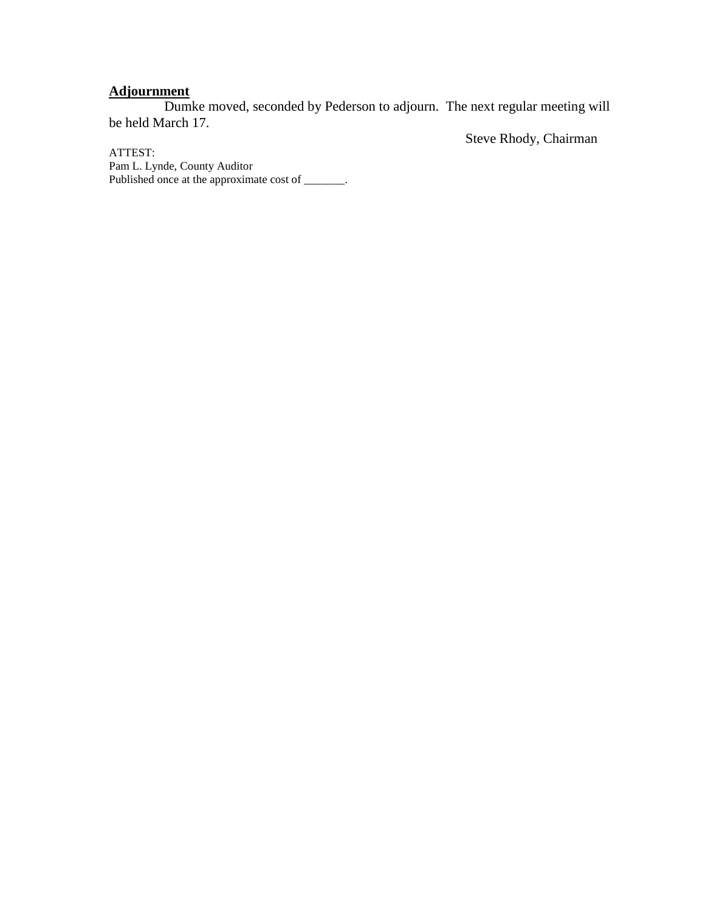**Adjournment**

Dumke moved, seconded by Pederson to adjourn. The next regular meeting will be held March 17.

Steve Rhody, Chairman

ATTEST:
Pam L. Lynde, County Auditor
Published once at the approximate cost of _______.